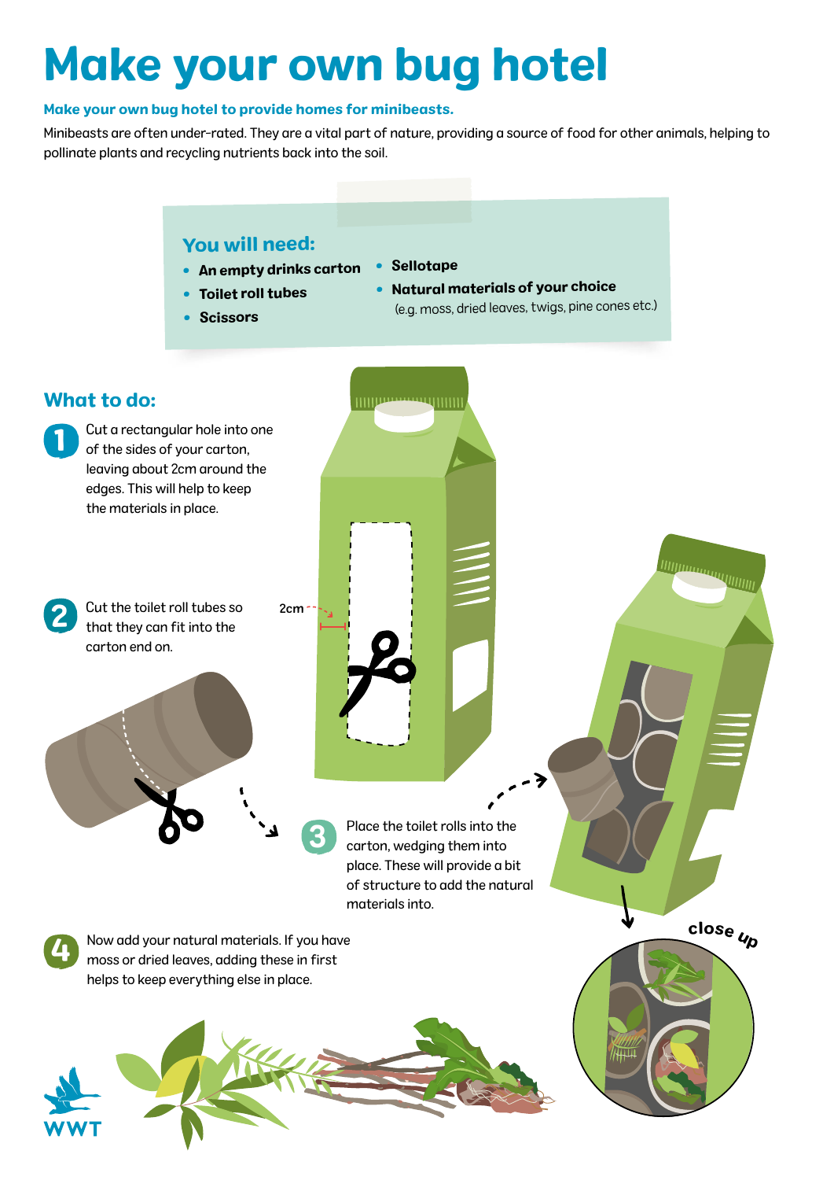# Make your own bug hotel

**Make your own bug hotel to provide homes for minibeasts.**

Minibeasts are often under-rated. They are a vital part of nature, providing a source of food for other animals, helping to pollinate plants and recycling nutrients back into the soil.

## You will need:

- **An empty drinks carton**
- **Toilet roll tubes**
- **Scissors**
- **Sellotape**
- **Natural materials of your choice**
  (e.g. moss, dried leaves, twigs, pine cones etc.)

## What to do:

1. Cut a rectangular hole into one of the sides of your carton, leaving about 2cm around the edges. This will help to keep the materials in place.

2. Cut the toilet roll tubes so that they can fit into the carton end on.

3. Place the toilet rolls into the carton, wedging them into place. These will provide a bit of structure to add the natural materials into.

4. Now add your natural materials. If you have moss or dried leaves, adding these in first helps to keep everything else in place.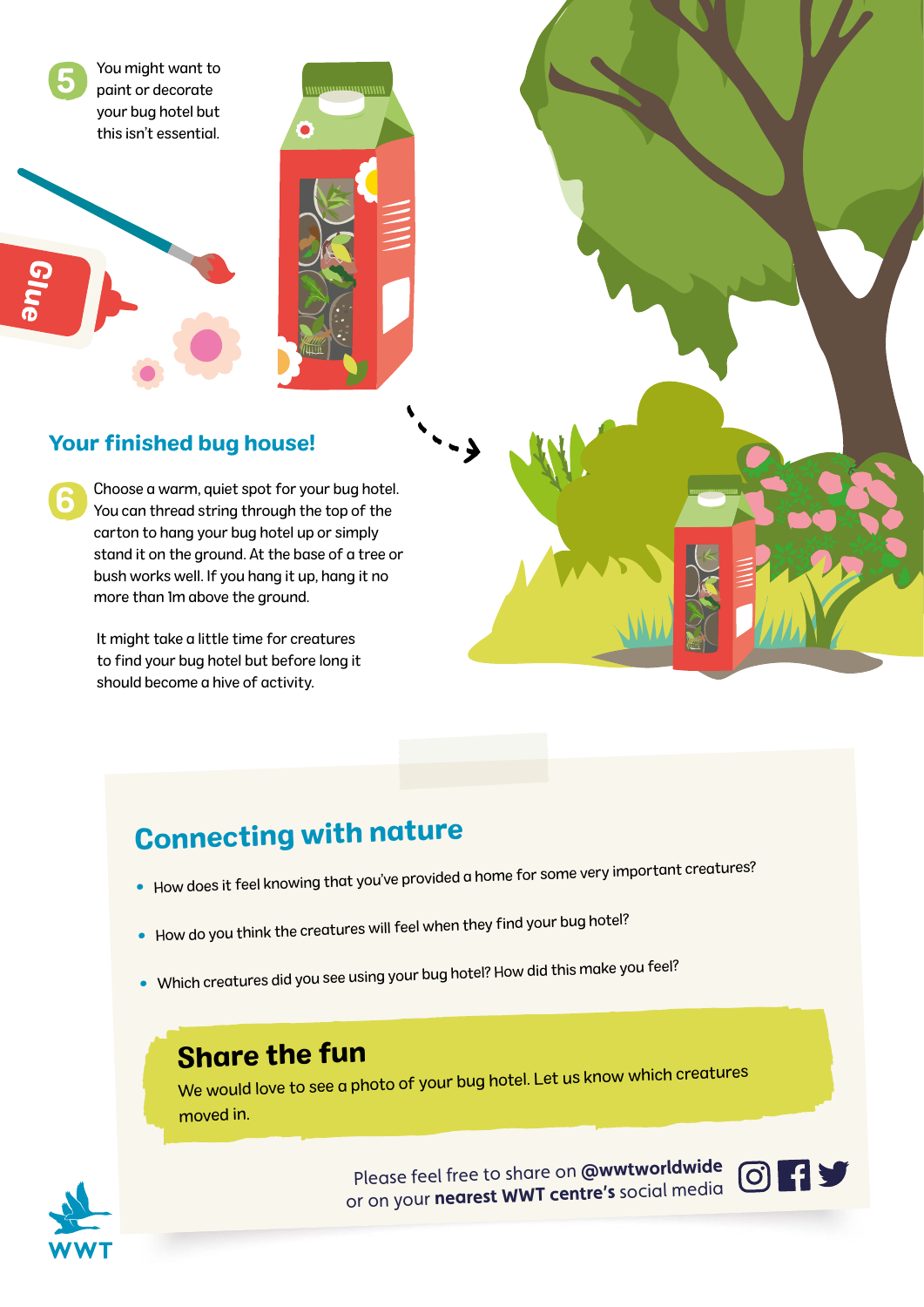5. You might want to paint or decorate your bug hotel but this isn't essential.

Glue

## Your finished bug house!

6. Choose a warm, quiet spot for your bug hotel. You can thread string through the top of the carton to hang your bug hotel up or simply stand it on the ground. At the base of a tree or bush works well. If you hang it up, hang it no more than 1m above the ground.

It might take a little time for creatures to find your bug hotel but before long it should become a hive of activity.

## Connecting with nature

- How does it feel knowing that you've provided a home for some very important creatures?
- How do you think the creatures will feel when they find your bug hotel?
- Which creatures did you see using your bug hotel? How did this make you feel?

### Share the fun

We would love to see a photo of your bug hotel. Let us know which creatures moved in.

Please feel free to share on **@wwtworldwide** or on your **nearest WWT centre's** social media

WWT